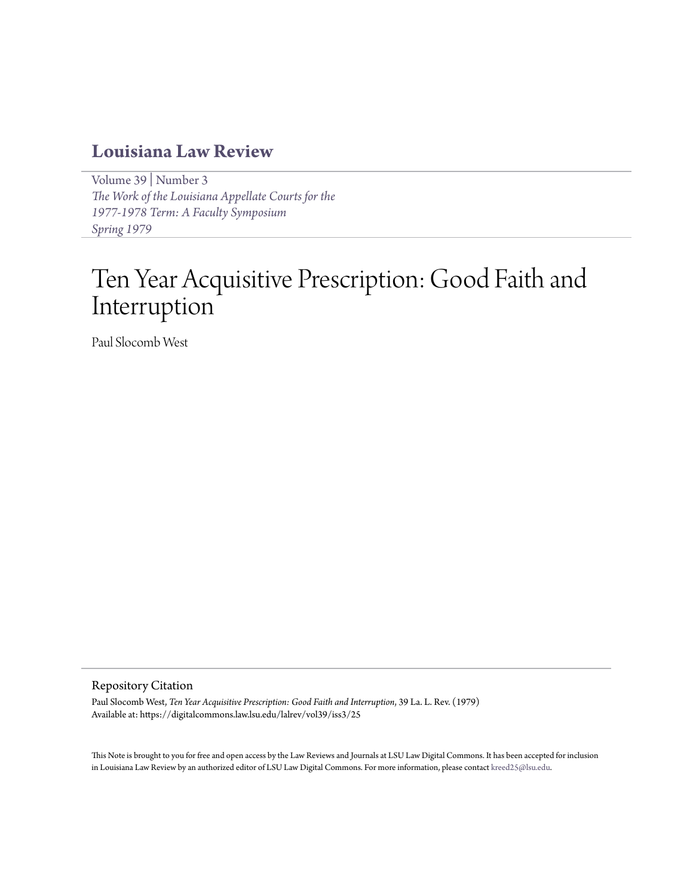# Louisiana Law Review

Volume 39 | Number 3
*The Work of the Louisiana Appellate Courts for the 1977-1978 Term: A Faculty Symposium*
*Spring 1979*

# Ten Year Acquisitive Prescription: Good Faith and Interruption

Paul Slocomb West

## Repository Citation

Paul Slocomb West, *Ten Year Acquisitive Prescription: Good Faith and Interruption*, 39 La. L. Rev. (1979)
Available at: https://digitalcommons.law.lsu.edu/lalrev/vol39/iss3/25

This Note is brought to you for free and open access by the Law Reviews and Journals at LSU Law Digital Commons. It has been accepted for inclusion in Louisiana Law Review by an authorized editor of LSU Law Digital Commons. For more information, please contact kreed25@lsu.edu.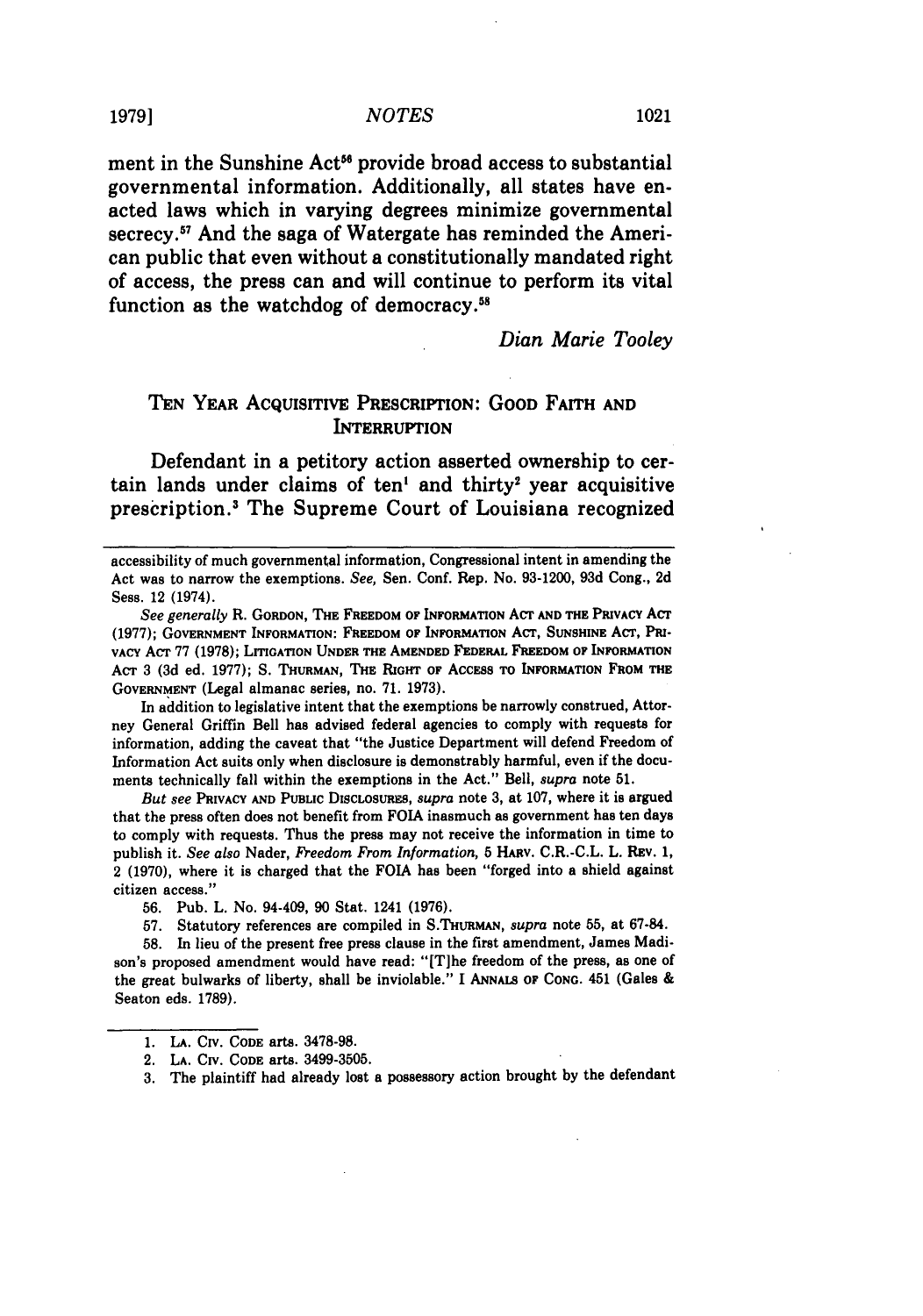ment in the Sunshine Act[56] provide broad access to substantial governmental information. Additionally, all states have enacted laws which in varying degrees minimize governmental secrecy.[57] And the saga of Watergate has reminded the American public that even without a constitutionally mandated right of access, the press can and will continue to perform its vital function as the watchdog of democracy.[58]

*Dian Marie Tooley*

## TEN YEAR ACQUISITIVE PRESCRIPTION: GOOD FAITH AND INTERRUPTION

Defendant in a petitory action asserted ownership to certain lands under claims of ten[1] and thirty[2] year acquisitive prescription.[3] The Supreme Court of Louisiana recognized

---

accessibility of much governmental information, Congressional intent in amending the Act was to narrow the exemptions. *See,* Sen. Conf. Rep. No. 93-1200, 93d Cong., 2d Sess. 12 (1974).

*See generally* R. GORDON, THE FREEDOM OF INFORMATION ACT AND THE PRIVACY ACT (1977); GOVERNMENT INFORMATION: FREEDOM OF INFORMATION ACT, SUNSHINE ACT, PRIVACY ACT 77 (1978); LITIGATION UNDER THE AMENDED FEDERAL FREEDOM OF INFORMATION ACT 3 (3d ed. 1977); S. THURMAN, THE RIGHT OF ACCESS TO INFORMATION FROM THE GOVERNMENT (Legal almanac series, no. 71. 1973).

In addition to legislative intent that the exemptions be narrowly construed, Attorney General Griffin Bell has advised federal agencies to comply with requests for information, adding the caveat that "the Justice Department will defend Freedom of Information Act suits only when disclosure is demonstrably harmful, even if the documents technically fall within the exemptions in the Act." Bell, *supra* note 51.

*But see* PRIVACY AND PUBLIC DISCLOSURES, *supra* note 3, at 107, where it is argued that the press often does not benefit from FOIA inasmuch as government has ten days to comply with requests. Thus the press may not receive the information in time to publish it. *See also* Nader, *Freedom From Information,* 5 HARV. C.R.-C.L. L. REV. 1, 2 (1970), where it is charged that the FOIA has been "forged into a shield against citizen access."

56. Pub. L. No. 94-409, 90 Stat. 1241 (1976).

57. Statutory references are compiled in S.THURMAN, *supra* note 55, at 67-84.

58. In lieu of the present free press clause in the first amendment, James Madison's proposed amendment would have read: "[T]he freedom of the press, as one of the great bulwarks of liberty, shall be inviolable." I ANNALS OF CONG. 451 (Gales & Seaton eds. 1789).

---

1. LA. CIV. CODE arts. 3478-98.

2. LA. CIV. CODE arts. 3499-3505.

3. The plaintiff had already lost a possessory action brought by the defendant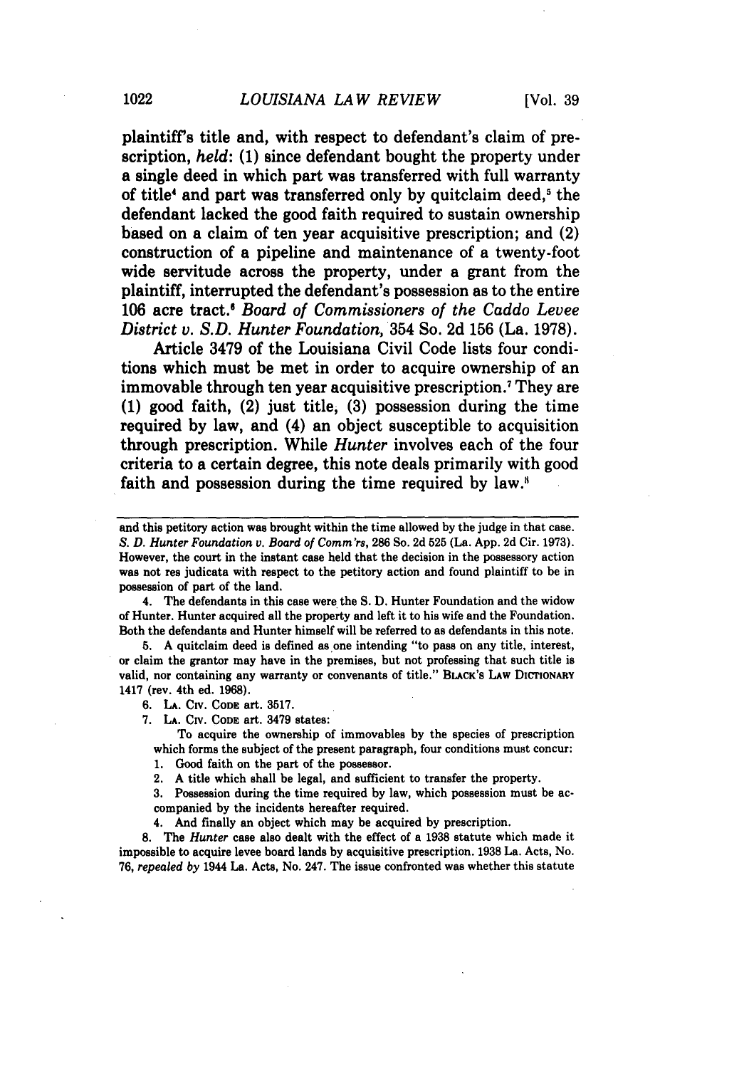plaintiff's title and, with respect to defendant's claim of prescription, *held*: (1) since defendant bought the property under a single deed in which part was transferred with full warranty of title[4] and part was transferred only by quitclaim deed,[5] the defendant lacked the good faith required to sustain ownership based on a claim of ten year acquisitive prescription; and (2) construction of a pipeline and maintenance of a twenty-foot wide servitude across the property, under a grant from the plaintiff, interrupted the defendant's possession as to the entire 106 acre tract.[6] *Board of Commissioners of the Caddo Levee District v. S.D. Hunter Foundation*, 354 So. 2d 156 (La. 1978).

Article 3479 of the Louisiana Civil Code lists four conditions which must be met in order to acquire ownership of an immovable through ten year acquisitive prescription.[7] They are (1) good faith, (2) just title, (3) possession during the time required by law, and (4) an object susceptible to acquisition through prescription. While *Hunter* involves each of the four criteria to a certain degree, this note deals primarily with good faith and possession during the time required by law.[8]

---

and this petitory action was brought within the time allowed by the judge in that case. *S. D. Hunter Foundation v. Board of Comm'rs*, 286 So. 2d 525 (La. App. 2d Cir. 1973). However, the court in the instant case held that the decision in the possessory action was not res judicata with respect to the petitory action and found plaintiff to be in possession of part of the land.

4. The defendants in this case were the S. D. Hunter Foundation and the widow of Hunter. Hunter acquired all the property and left it to his wife and the Foundation. Both the defendants and Hunter himself will be referred to as defendants in this note.

5. A quitclaim deed is defined as one intending "to pass on any title, interest, or claim the grantor may have in the premises, but not professing that such title is valid, nor containing any warranty or convenants of title." BLACK'S LAW DICTIONARY 1417 (rev. 4th ed. 1968).

6. LA. CIV. CODE art. 3517.

7. LA. CIV. CODE art. 3479 states:

> To acquire the ownership of immovables by the species of prescription which forms the subject of the present paragraph, four conditions must concur:
>
> 1. Good faith on the part of the possessor.
> 2. A title which shall be legal, and sufficient to transfer the property.
> 3. Possession during the time required by law, which possession must be accompanied by the incidents hereafter required.
> 4. And finally an object which may be acquired by prescription.

8. The *Hunter* case also dealt with the effect of a 1938 statute which made it impossible to acquire levee board lands by acquisitive prescription. 1938 La. Acts, No. 76, *repealed by* 1944 La. Acts, No. 247. The issue confronted was whether this statute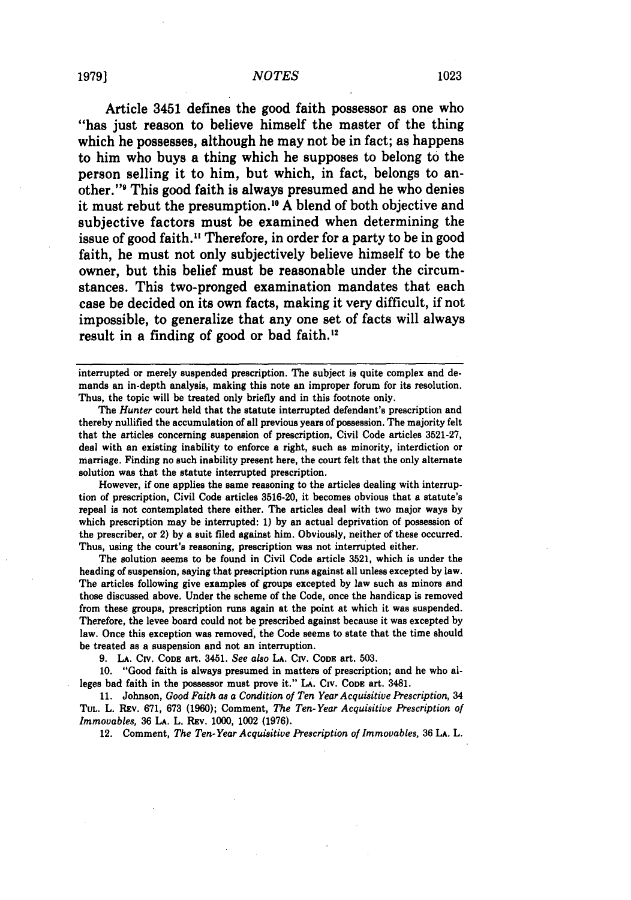Article 3451 defines the good faith possessor as one who "has just reason to believe himself the master of the thing which he possesses, although he may not be in fact; as happens to him who buys a thing which he supposes to belong to the person selling it to him, but which, in fact, belongs to another."[9] This good faith is always presumed and he who denies it must rebut the presumption.[10] A blend of both objective and subjective factors must be examined when determining the issue of good faith.[11] Therefore, in order for a party to be in good faith, he must not only subjectively believe himself to be the owner, but this belief must be reasonable under the circumstances. This two-pronged examination mandates that each case be decided on its own facts, making it very difficult, if not impossible, to generalize that any one set of facts will always result in a finding of good or bad faith.[12]

---

interrupted or merely suspended prescription. The subject is quite complex and demands an in-depth analysis, making this note an improper forum for its resolution. Thus, the topic will be treated only briefly and in this footnote only.

The *Hunter* court held that the statute interrupted defendant's prescription and thereby nullified the accumulation of all previous years of possession. The majority felt that the articles concerning suspension of prescription, Civil Code articles 3521-27, deal with an existing inability to enforce a right, such as minority, interdiction or marriage. Finding no such inability present here, the court felt that the only alternate solution was that the statute interrupted prescription.

However, if one applies the same reasoning to the articles dealing with interruption of prescription, Civil Code articles 3516-20, it becomes obvious that a statute's repeal is not contemplated there either. The articles deal with two major ways by which prescription may be interrupted: 1) by an actual deprivation of possession of the prescriber, or 2) by a suit filed against him. Obviously, neither of these occurred. Thus, using the court's reasoning, prescription was not interrupted either.

The solution seems to be found in Civil Code article 3521, which is under the heading of suspension, saying that prescription runs against all unless excepted by law. The articles following give examples of groups excepted by law such as minors and those discussed above. Under the scheme of the Code, once the handicap is removed from these groups, prescription runs again at the point at which it was suspended. Therefore, the levee board could not be prescribed against because it was excepted by law. Once this exception was removed, the Code seems to state that the time should be treated as a suspension and not an interruption.

9. LA. CIV. CODE art. 3451. *See also* LA. CIV. CODE art. 503.

10. "Good faith is always presumed in matters of prescription; and he who alleges bad faith in the possessor must prove it." LA. CIV. CODE art. 3481.

11. Johnson, *Good Faith as a Condition of Ten Year Acquisitive Prescription*, 34 TUL. L. REV. 671, 673 (1960); Comment, *The Ten-Year Acquisitive Prescription of Immovables*, 36 LA. L. REV. 1000, 1002 (1976).

12. Comment, *The Ten-Year Acquisitive Prescription of Immovables*, 36 LA. L.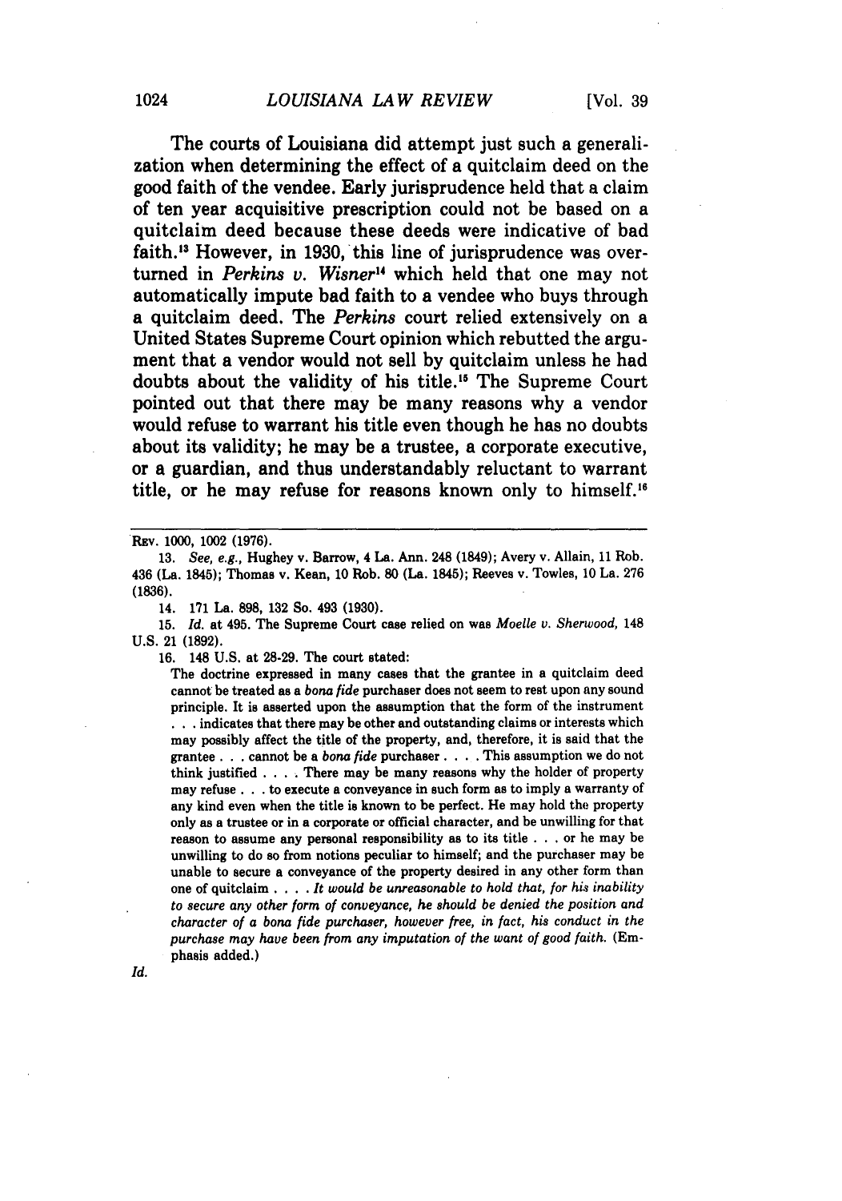The courts of Louisiana did attempt just such a generalization when determining the effect of a quitclaim deed on the good faith of the vendee. Early jurisprudence held that a claim of ten year acquisitive prescription could not be based on a quitclaim deed because these deeds were indicative of bad faith.[13] However, in 1930, this line of jurisprudence was overturned in *Perkins v. Wisner*[14] which held that one may not automatically impute bad faith to a vendee who buys through a quitclaim deed. The *Perkins* court relied extensively on a United States Supreme Court opinion which rebutted the argument that a vendor would not sell by quitclaim unless he had doubts about the validity of his title.[15] The Supreme Court pointed out that there may be many reasons why a vendor would refuse to warrant his title even though he has no doubts about its validity; he may be a trustee, a corporate executive, or a guardian, and thus understandably reluctant to warrant title, or he may refuse for reasons known only to himself.[16]

---

Rev. 1000, 1002 (1976).

13. *See, e.g.*, Hughey v. Barrow, 4 La. Ann. 248 (1849); Avery v. Allain, 11 Rob. 436 (La. 1845); Thomas v. Kean, 10 Rob. 80 (La. 1845); Reeves v. Towles, 10 La. 276 (1836).

14. 171 La. 898, 132 So. 493 (1930).

15. *Id.* at 495. The Supreme Court case relied on was *Moelle v. Sherwood*, 148 U.S. 21 (1892).

16. 148 U.S. at 28-29. The court stated:

> The doctrine expressed in many cases that the grantee in a quitclaim deed cannot be treated as a *bona fide* purchaser does not seem to rest upon any sound principle. It is asserted upon the assumption that the form of the instrument . . . indicates that there may be other and outstanding claims or interests which may possibly affect the title of the property, and, therefore, it is said that the grantee . . . cannot be a *bona fide* purchaser . . . . This assumption we do not think justified . . . . There may be many reasons why the holder of property may refuse . . . to execute a conveyance in such form as to imply a warranty of any kind even when the title is known to be perfect. He may hold the property only as a trustee or in a corporate or official character, and be unwilling for that reason to assume any personal responsibility as to its title . . . or he may be unwilling to do so from notions peculiar to himself; and the purchaser may be unable to secure a conveyance of the property desired in any other form than one of quitclaim . . . . *It would be unreasonable to hold that, for his inability to secure any other form of conveyance, he should be denied the position and character of a bona fide purchaser, however free, in fact, his conduct in the purchase may have been from any imputation of the want of good faith.* (Emphasis added.)

*Id.*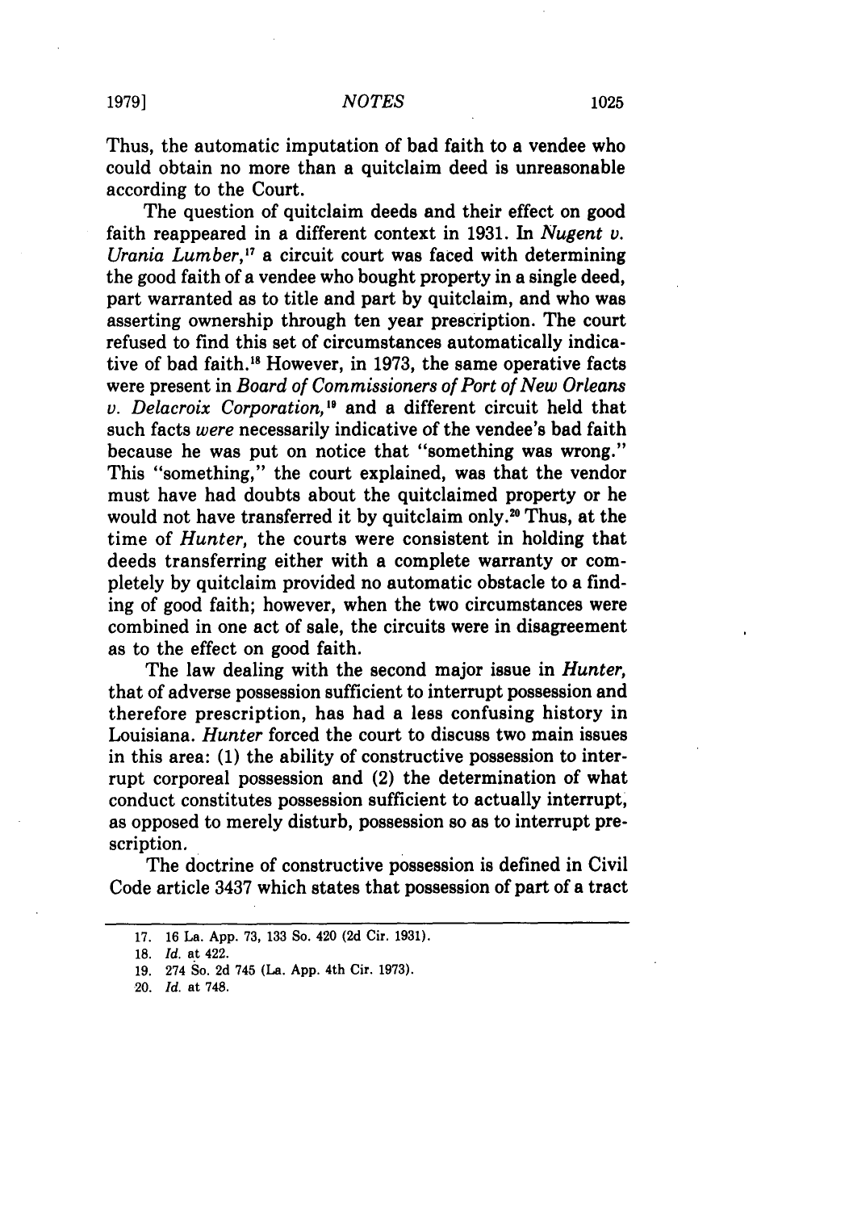Thus, the automatic imputation of bad faith to a vendee who could obtain no more than a quitclaim deed is unreasonable according to the Court.

The question of quitclaim deeds and their effect on good faith reappeared in a different context in 1931. In *Nugent v. Urania Lumber*,[17] a circuit court was faced with determining the good faith of a vendee who bought property in a single deed, part warranted as to title and part by quitclaim, and who was asserting ownership through ten year prescription. The court refused to find this set of circumstances automatically indicative of bad faith.[18] However, in 1973, the same operative facts were present in *Board of Commissioners of Port of New Orleans v. Delacroix Corporation*,[19] and a different circuit held that such facts *were* necessarily indicative of the vendee's bad faith because he was put on notice that "something was wrong." This "something," the court explained, was that the vendor must have had doubts about the quitclaimed property or he would not have transferred it by quitclaim only.[20] Thus, at the time of *Hunter*, the courts were consistent in holding that deeds transferring either with a complete warranty or completely by quitclaim provided no automatic obstacle to a finding of good faith; however, when the two circumstances were combined in one act of sale, the circuits were in disagreement as to the effect on good faith.

The law dealing with the second major issue in *Hunter*, that of adverse possession sufficient to interrupt possession and therefore prescription, has had a less confusing history in Louisiana. *Hunter* forced the court to discuss two main issues in this area: (1) the ability of constructive possession to interrupt corporeal possession and (2) the determination of what conduct constitutes possession sufficient to actually interrupt, as opposed to merely disturb, possession so as to interrupt prescription.

The doctrine of constructive possession is defined in Civil Code article 3437 which states that possession of part of a tract

---

17. 16 La. App. 73, 133 So. 420 (2d Cir. 1931).
18. *Id.* at 422.
19. 274 So. 2d 745 (La. App. 4th Cir. 1973).
20. *Id.* at 748.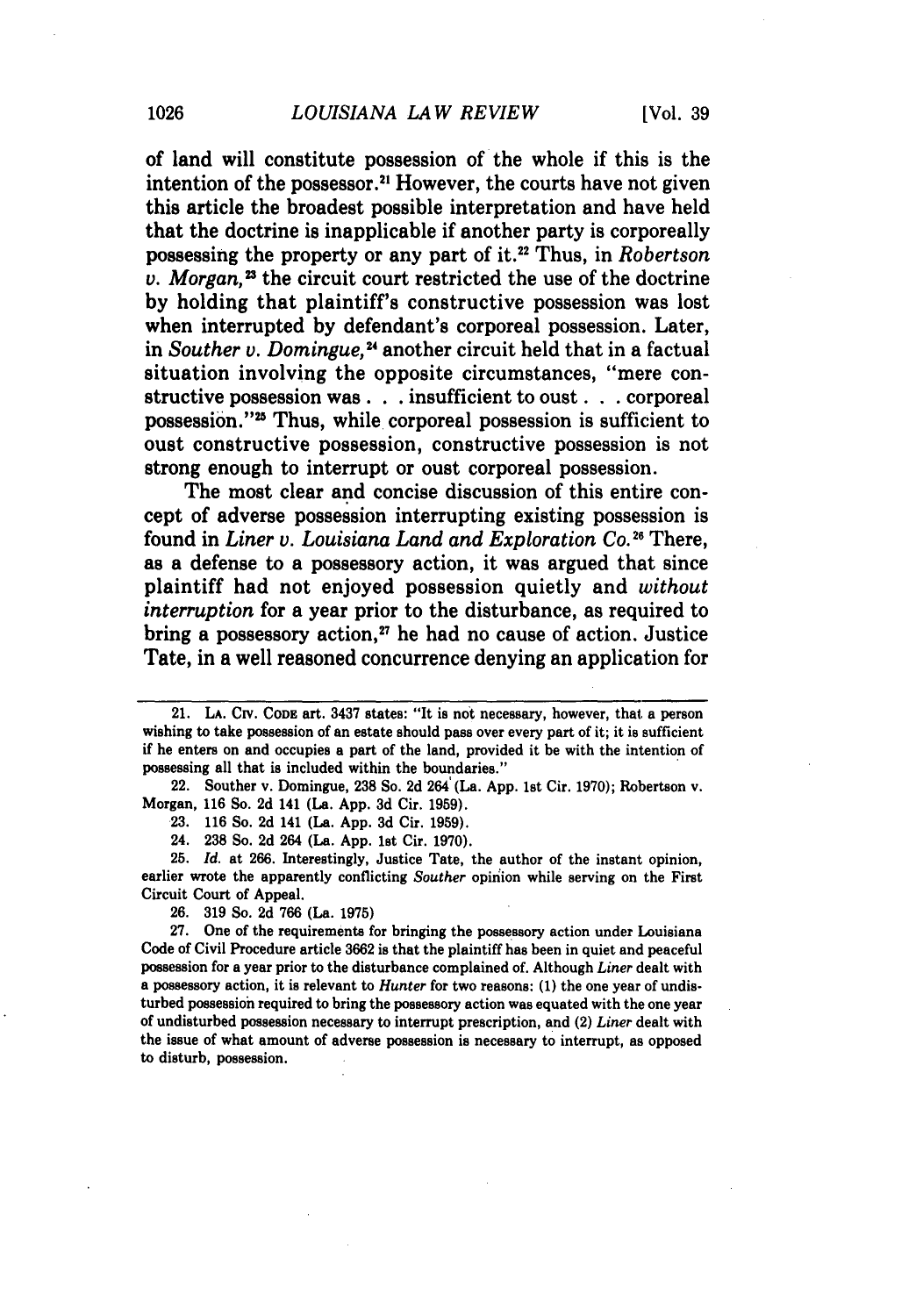of land will constitute possession of the whole if this is the intention of the possessor.[21] However, the courts have not given this article the broadest possible interpretation and have held that the doctrine is inapplicable if another party is corporeally possessing the property or any part of it.[22] Thus, in *Robertson v. Morgan*,[23] the circuit court restricted the use of the doctrine by holding that plaintiff's constructive possession was lost when interrupted by defendant's corporeal possession. Later, in *Souther v. Domingue*,[24] another circuit held that in a factual situation involving the opposite circumstances, "mere constructive possession was . . . insufficient to oust . . . corporeal possession."[25] Thus, while corporeal possession is sufficient to oust constructive possession, constructive possession is not strong enough to interrupt or oust corporeal possession.

The most clear and concise discussion of this entire concept of adverse possession interrupting existing possession is found in *Liner v. Louisiana Land and Exploration Co.*[26] There, as a defense to a possessory action, it was argued that since plaintiff had not enjoyed possession quietly and *without interruption* for a year prior to the disturbance, as required to bring a possessory action,[27] he had no cause of action. Justice Tate, in a well reasoned concurrence denying an application for

---

21. LA. CIV. CODE art. 3437 states: "It is not necessary, however, that a person wishing to take possession of an estate should pass over every part of it; it is sufficient if he enters on and occupies a part of the land, provided it be with the intention of possessing all that is included within the boundaries."

22. Souther v. Domingue, 238 So. 2d 264 (La. App. 1st Cir. 1970); Robertson v. Morgan, 116 So. 2d 141 (La. App. 3d Cir. 1959).

23. 116 So. 2d 141 (La. App. 3d Cir. 1959).

24. 238 So. 2d 264 (La. App. 1st Cir. 1970).

25. *Id.* at 266. Interestingly, Justice Tate, the author of the instant opinion, earlier wrote the apparently conflicting *Souther* opinion while serving on the First Circuit Court of Appeal.

26. 319 So. 2d 766 (La. 1975)

27. One of the requirements for bringing the possessory action under Louisiana Code of Civil Procedure article 3662 is that the plaintiff has been in quiet and peaceful possession for a year prior to the disturbance complained of. Although *Liner* dealt with a possessory action, it is relevant to *Hunter* for two reasons: (1) the one year of undisturbed possession required to bring the possessory action was equated with the one year of undisturbed possession necessary to interrupt prescription, and (2) *Liner* dealt with the issue of what amount of adverse possession is necessary to interrupt, as opposed to disturb, possession.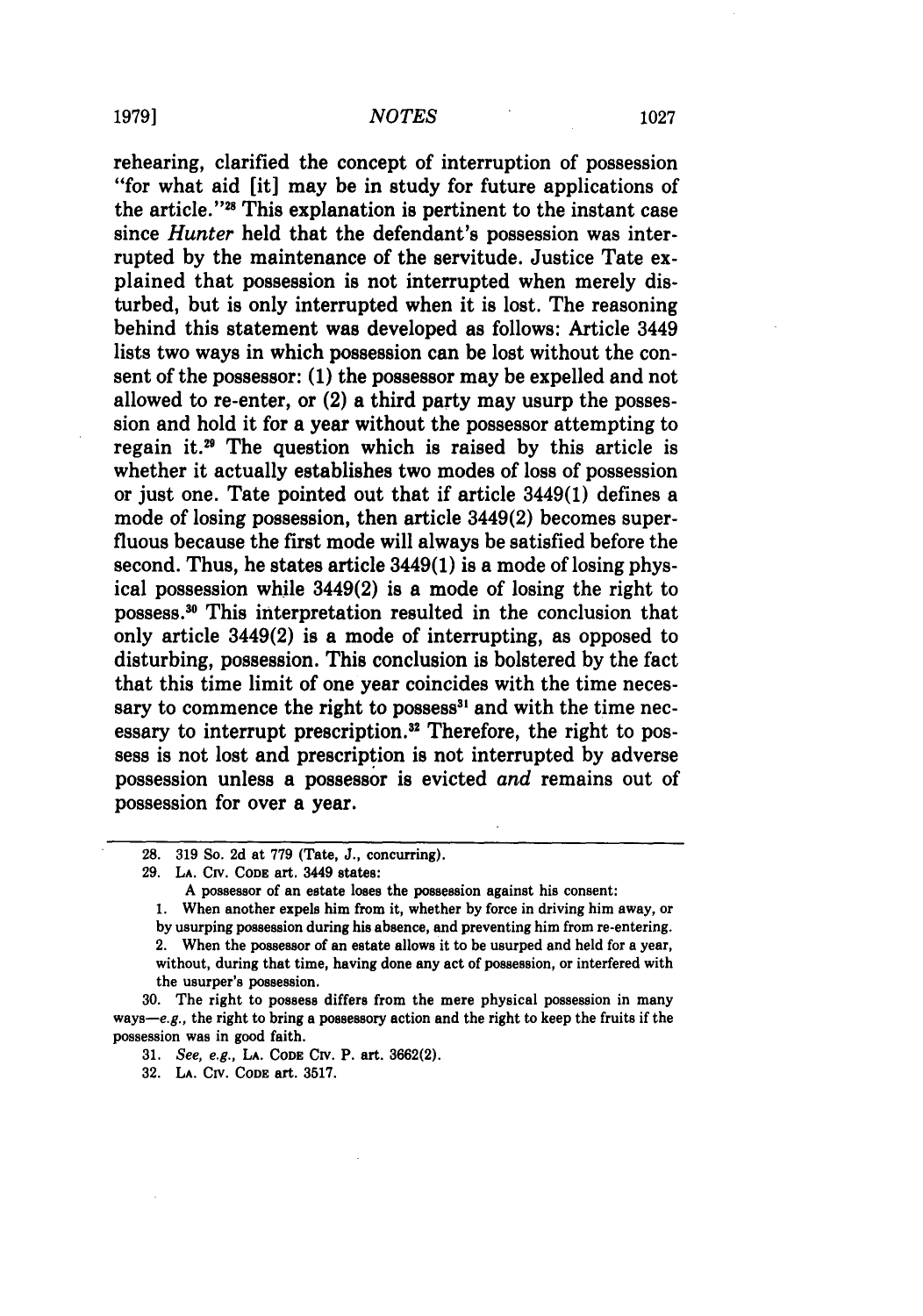rehearing, clarified the concept of interruption of possession "for what aid [it] may be in study for future applications of the article."[28] This explanation is pertinent to the instant case since *Hunter* held that the defendant's possession was interrupted by the maintenance of the servitude. Justice Tate explained that possession is not interrupted when merely disturbed, but is only interrupted when it is lost. The reasoning behind this statement was developed as follows: Article 3449 lists two ways in which possession can be lost without the consent of the possessor: (1) the possessor may be expelled and not allowed to re-enter, or (2) a third party may usurp the possession and hold it for a year without the possessor attempting to regain it.[29] The question which is raised by this article is whether it actually establishes two modes of loss of possession or just one. Tate pointed out that if article 3449(1) defines a mode of losing possession, then article 3449(2) becomes superfluous because the first mode will always be satisfied before the second. Thus, he states article 3449(1) is a mode of losing physical possession while 3449(2) is a mode of losing the right to possess.[30] This interpretation resulted in the conclusion that only article 3449(2) is a mode of interrupting, as opposed to disturbing, possession. This conclusion is bolstered by the fact that this time limit of one year coincides with the time necessary to commence the right to possess[31] and with the time necessary to interrupt prescription.[32] Therefore, the right to possess is not lost and prescription is not interrupted by adverse possession unless a possessor is evicted *and* remains out of possession for over a year.

---

28. 319 So. 2d at 779 (Tate, J., concurring).

29. LA. CIV. CODE art. 3449 states:

> A possessor of an estate loses the possession against his consent:
>
> 1. When another expels him from it, whether by force in driving him away, or by usurping possession during his absence, and preventing him from re-entering.
>
> 2. When the possessor of an estate allows it to be usurped and held for a year, without, during that time, having done any act of possession, or interfered with the usurper's possession.

30. The right to possess differs from the mere physical possession in many ways—*e.g.*, the right to bring a possessory action and the right to keep the fruits if the possession was in good faith.

31. *See, e.g.*, LA. CODE CIV. P. art. 3662(2).

32. LA. CIV. CODE art. 3517.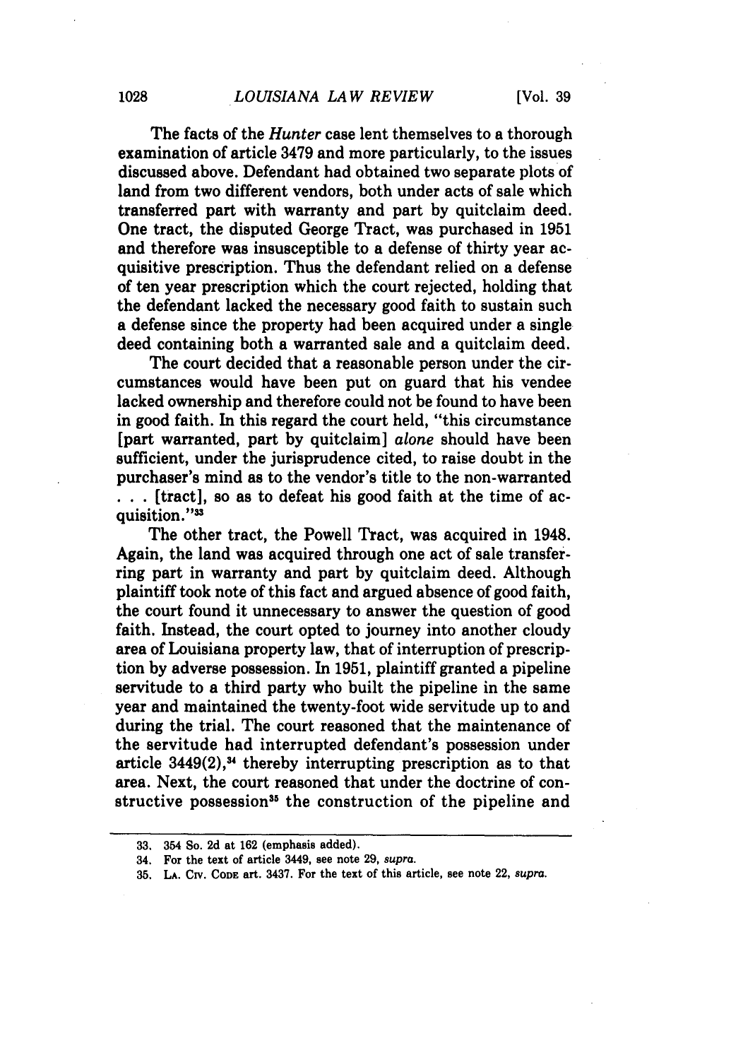The facts of the *Hunter* case lent themselves to a thorough examination of article 3479 and more particularly, to the issues discussed above. Defendant had obtained two separate plots of land from two different vendors, both under acts of sale which transferred part with warranty and part by quitclaim deed. One tract, the disputed George Tract, was purchased in 1951 and therefore was insusceptible to a defense of thirty year acquisitive prescription. Thus the defendant relied on a defense of ten year prescription which the court rejected, holding that the defendant lacked the necessary good faith to sustain such a defense since the property had been acquired under a single deed containing both a warranted sale and a quitclaim deed.

The court decided that a reasonable person under the circumstances would have been put on guard that his vendee lacked ownership and therefore could not be found to have been in good faith. In this regard the court held, "this circumstance [part warranted, part by quitclaim] *alone* should have been sufficient, under the jurisprudence cited, to raise doubt in the purchaser's mind as to the vendor's title to the non-warranted . . . [tract], so as to defeat his good faith at the time of acquisition."[33]

The other tract, the Powell Tract, was acquired in 1948. Again, the land was acquired through one act of sale transferring part in warranty and part by quitclaim deed. Although plaintiff took note of this fact and argued absence of good faith, the court found it unnecessary to answer the question of good faith. Instead, the court opted to journey into another cloudy area of Louisiana property law, that of interruption of prescription by adverse possession. In 1951, plaintiff granted a pipeline servitude to a third party who built the pipeline in the same year and maintained the twenty-foot wide servitude up to and during the trial. The court reasoned that the maintenance of the servitude had interrupted defendant's possession under article 3449(2),[34] thereby interrupting prescription as to that area. Next, the court reasoned that under the doctrine of constructive possession[35] the construction of the pipeline and

---

33. 354 So. 2d at 162 (emphasis added).

34. For the text of article 3449, see note 29, *supra*.

35. LA. CIV. CODE art. 3437. For the text of this article, see note 22, *supra*.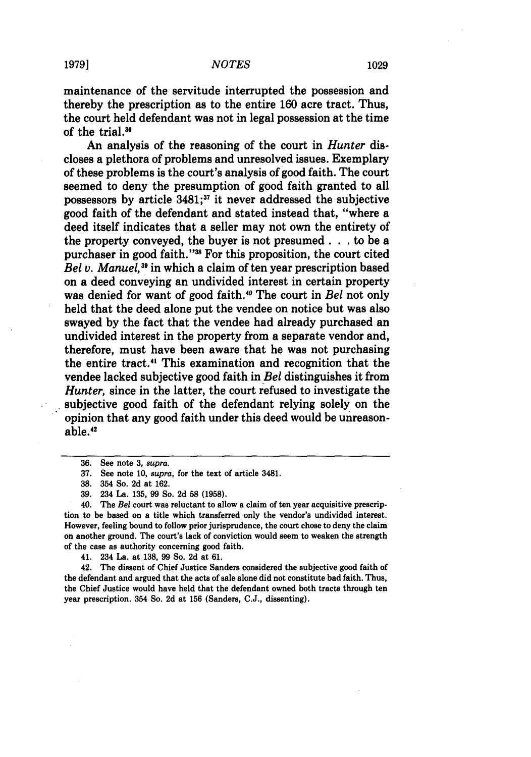maintenance of the servitude interrupted the possession and thereby the prescription as to the entire 160 acre tract. Thus, the court held defendant was not in legal possession at the time of the trial.[36]

An analysis of the reasoning of the court in *Hunter* discloses a plethora of problems and unresolved issues. Exemplary of these problems is the court's analysis of good faith. The court seemed to deny the presumption of good faith granted to all possessors by article 3481;[37] it never addressed the subjective good faith of the defendant and stated instead that, "where a deed itself indicates that a seller may not own the entirety of the property conveyed, the buyer is not presumed . . . to be a purchaser in good faith."[38] For this proposition, the court cited *Bel v. Manuel*,[39] in which a claim of ten year prescription based on a deed conveying an undivided interest in certain property was denied for want of good faith.[40] The court in *Bel* not only held that the deed alone put the vendee on notice but was also swayed by the fact that the vendee had already purchased an undivided interest in the property from a separate vendor and, therefore, must have been aware that he was not purchasing the entire tract.[41] This examination and recognition that the vendee lacked subjective good faith in *Bel* distinguishes it from *Hunter*, since in the latter, the court refused to investigate the subjective good faith of the defendant relying solely on the opinion that any good faith under this deed would be unreasonable.[42]

---

36. See note 3, *supra*.

37. See note 10, *supra*, for the text of article 3481.

38. 354 So. 2d at 162.

39. 234 La. 135, 99 So. 2d 58 (1958).

40. The *Bel* court was reluctant to allow a claim of ten year acquisitive prescription to be based on a title which transferred only the vendor's undivided interest. However, feeling bound to follow prior jurisprudence, the court chose to deny the claim on another ground. The court's lack of conviction would seem to weaken the strength of the case as authority concerning good faith.

41. 234 La. at 138, 99 So. 2d at 61.

42. The dissent of Chief Justice Sanders considered the subjective good faith of the defendant and argued that the acts of sale alone did not constitute bad faith. Thus, the Chief Justice would have held that the defendant owned both tracts through ten year prescription. 354 So. 2d at 156 (Sanders, C.J., dissenting).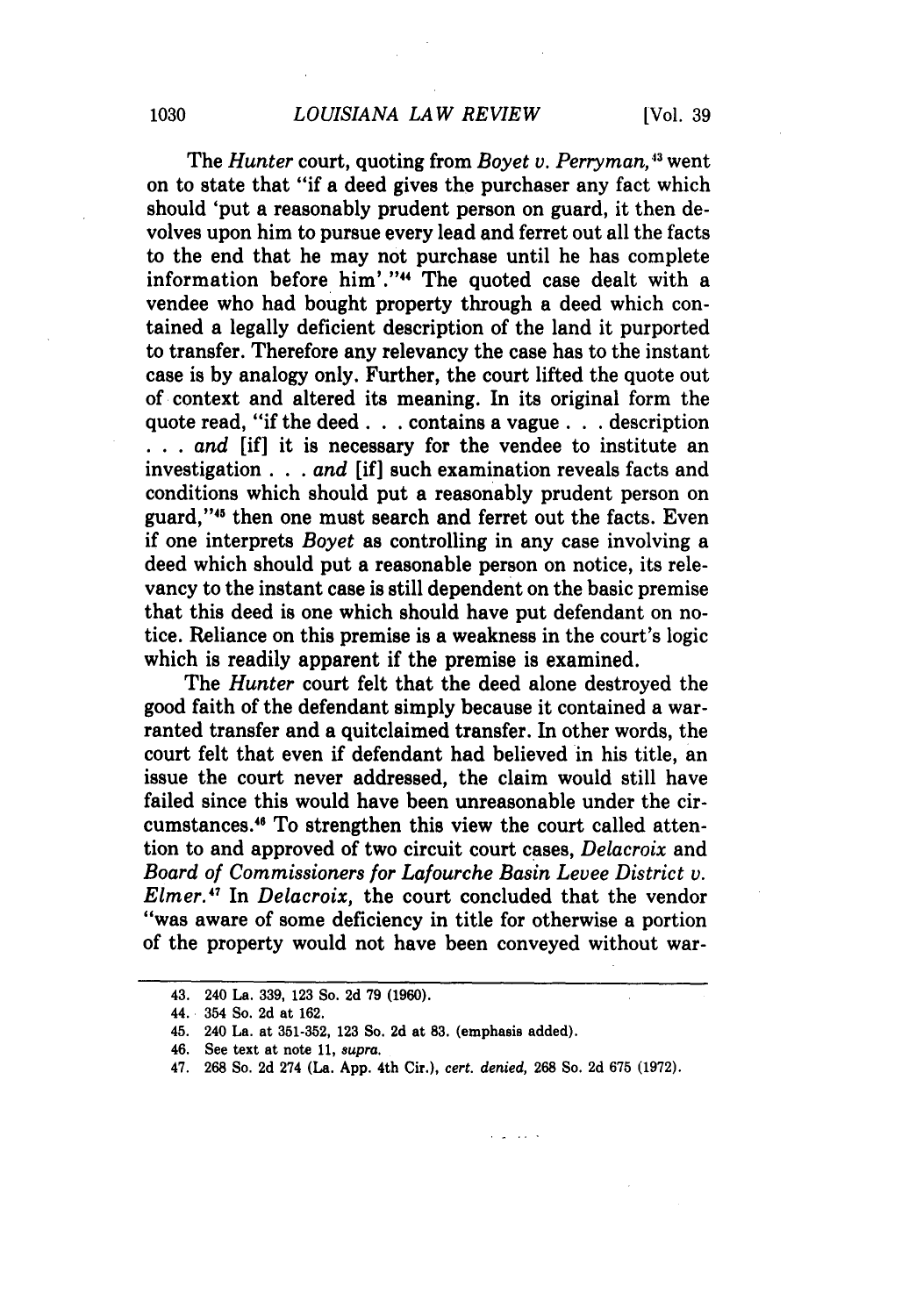The *Hunter* court, quoting from *Boyet v. Perryman*,[43] went on to state that "if a deed gives the purchaser any fact which should 'put a reasonably prudent person on guard, it then devolves upon him to pursue every lead and ferret out all the facts to the end that he may not purchase until he has complete information before him'."[44] The quoted case dealt with a vendee who had bought property through a deed which contained a legally deficient description of the land it purported to transfer. Therefore any relevancy the case has to the instant case is by analogy only. Further, the court lifted the quote out of context and altered its meaning. In its original form the quote read, "if the deed . . . contains a vague . . . description . . . *and* [if] it is necessary for the vendee to institute an investigation . . . *and* [if] such examination reveals facts and conditions which should put a reasonably prudent person on guard,"[45] then one must search and ferret out the facts. Even if one interprets *Boyet* as controlling in any case involving a deed which should put a reasonable person on notice, its relevancy to the instant case is still dependent on the basic premise that this deed is one which should have put defendant on notice. Reliance on this premise is a weakness in the court's logic which is readily apparent if the premise is examined.

The *Hunter* court felt that the deed alone destroyed the good faith of the defendant simply because it contained a warranted transfer and a quitclaimed transfer. In other words, the court felt that even if defendant had believed in his title, an issue the court never addressed, the claim would still have failed since this would have been unreasonable under the circumstances.[46] To strengthen this view the court called attention to and approved of two circuit court cases, *Delacroix* and *Board of Commissioners for Lafourche Basin Levee District v. Elmer*.[47] In *Delacroix*, the court concluded that the vendor "was aware of some deficiency in title for otherwise a portion of the property would not have been conveyed without war-

---

43. 240 La. 339, 123 So. 2d 79 (1960).

44. 354 So. 2d at 162.

45. 240 La. at 351-352, 123 So. 2d at 83. (emphasis added).

46. See text at note 11, *supra*.

47. 268 So. 2d 274 (La. App. 4th Cir.), *cert. denied*, 268 So. 2d 675 (1972).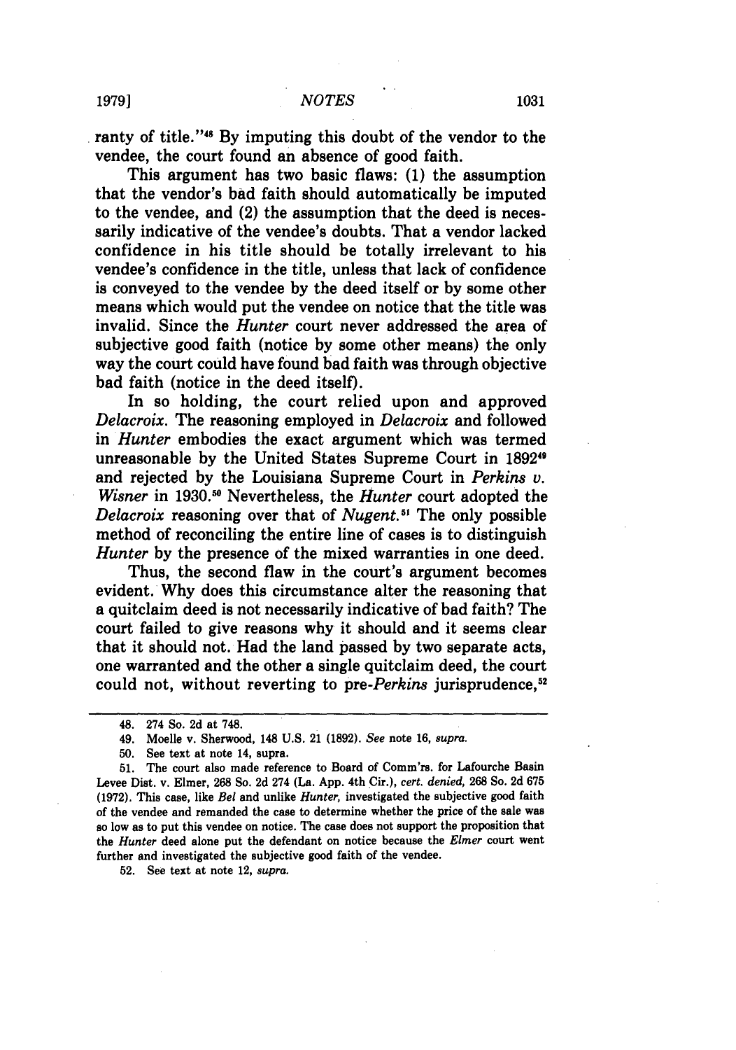ranty of title."[48] By imputing this doubt of the vendor to the vendee, the court found an absence of good faith.

This argument has two basic flaws: (1) the assumption that the vendor's bad faith should automatically be imputed to the vendee, and (2) the assumption that the deed is necessarily indicative of the vendee's doubts. That a vendor lacked confidence in his title should be totally irrelevant to his vendee's confidence in the title, unless that lack of confidence is conveyed to the vendee by the deed itself or by some other means which would put the vendee on notice that the title was invalid. Since the *Hunter* court never addressed the area of subjective good faith (notice by some other means) the only way the court could have found bad faith was through objective bad faith (notice in the deed itself).

In so holding, the court relied upon and approved *Delacroix*. The reasoning employed in *Delacroix* and followed in *Hunter* embodies the exact argument which was termed unreasonable by the United States Supreme Court in 1892[49] and rejected by the Louisiana Supreme Court in *Perkins v. Wisner* in 1930.[50] Nevertheless, the *Hunter* court adopted the *Delacroix* reasoning over that of *Nugent*.[51] The only possible method of reconciling the entire line of cases is to distinguish *Hunter* by the presence of the mixed warranties in one deed.

Thus, the second flaw in the court's argument becomes evident. Why does this circumstance alter the reasoning that a quitclaim deed is not necessarily indicative of bad faith? The court failed to give reasons why it should and it seems clear that it should not. Had the land passed by two separate acts, one warranted and the other a single quitclaim deed, the court could not, without reverting to pre-*Perkins* jurisprudence,[52]

---

48. 274 So. 2d at 748.

49. Moelle v. Sherwood, 148 U.S. 21 (1892). *See* note 16, *supra*.

50. See text at note 14, supra.

51. The court also made reference to Board of Comm'rs. for Lafourche Basin Levee Dist. v. Elmer, 268 So. 2d 274 (La. App. 4th Cir.), *cert. denied*, 268 So. 2d 675 (1972). This case, like *Bel* and unlike *Hunter*, investigated the subjective good faith of the vendee and remanded the case to determine whether the price of the sale was so low as to put this vendee on notice. The case does not support the proposition that the *Hunter* deed alone put the defendant on notice because the *Elmer* court went further and investigated the subjective good faith of the vendee.

52. See text at note 12, *supra*.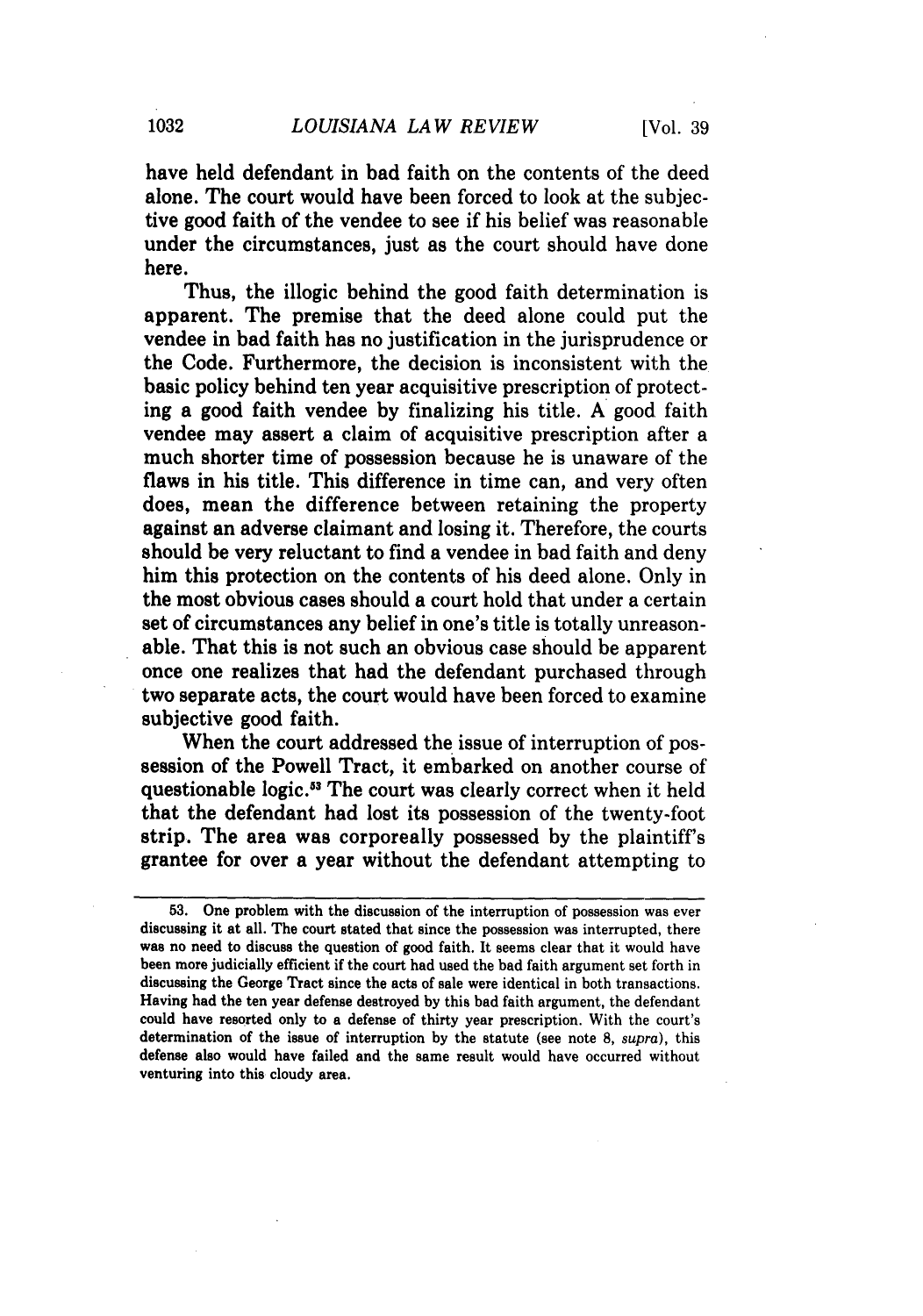have held defendant in bad faith on the contents of the deed alone. The court would have been forced to look at the subjective good faith of the vendee to see if his belief was reasonable under the circumstances, just as the court should have done here.

Thus, the illogic behind the good faith determination is apparent. The premise that the deed alone could put the vendee in bad faith has no justification in the jurisprudence or the Code. Furthermore, the decision is inconsistent with the basic policy behind ten year acquisitive prescription of protecting a good faith vendee by finalizing his title. A good faith vendee may assert a claim of acquisitive prescription after a much shorter time of possession because he is unaware of the flaws in his title. This difference in time can, and very often does, mean the difference between retaining the property against an adverse claimant and losing it. Therefore, the courts should be very reluctant to find a vendee in bad faith and deny him this protection on the contents of his deed alone. Only in the most obvious cases should a court hold that under a certain set of circumstances any belief in one's title is totally unreasonable. That this is not such an obvious case should be apparent once one realizes that had the defendant purchased through two separate acts, the court would have been forced to examine subjective good faith.

When the court addressed the issue of interruption of possession of the Powell Tract, it embarked on another course of questionable logic.[53] The court was clearly correct when it held that the defendant had lost its possession of the twenty-foot strip. The area was corporeally possessed by the plaintiff's grantee for over a year without the defendant attempting to

---

53. One problem with the discussion of the interruption of possession was ever discussing it at all. The court stated that since the possession was interrupted, there was no need to discuss the question of good faith. It seems clear that it would have been more judicially efficient if the court had used the bad faith argument set forth in discussing the George Tract since the acts of sale were identical in both transactions. Having had the ten year defense destroyed by this bad faith argument, the defendant could have resorted only to a defense of thirty year prescription. With the court's determination of the issue of interruption by the statute (see note 8, *supra*), this defense also would have failed and the same result would have occurred without venturing into this cloudy area.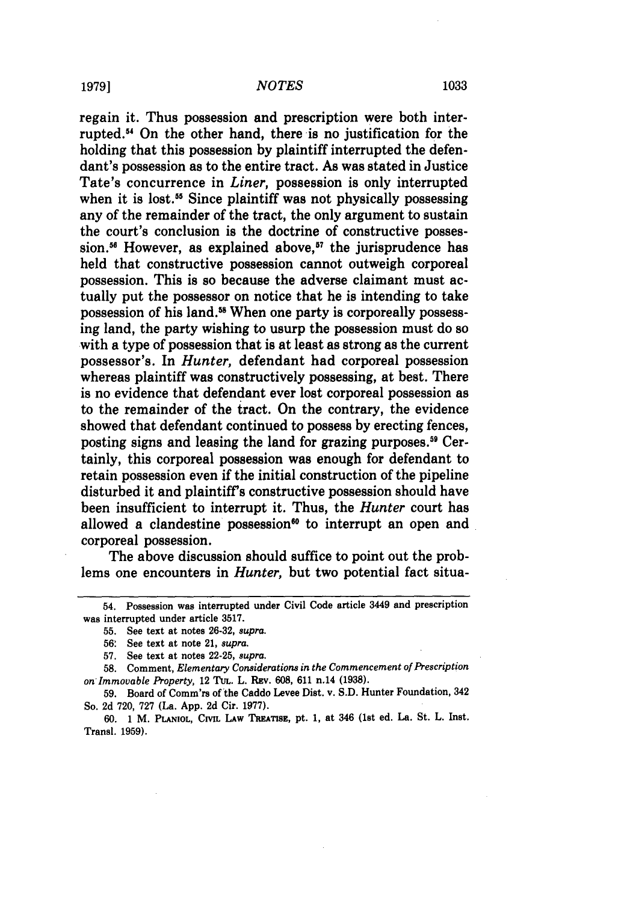regain it. Thus possession and prescription were both interrupted.[54] On the other hand, there is no justification for the holding that this possession by plaintiff interrupted the defendant's possession as to the entire tract. As was stated in Justice Tate's concurrence in *Liner*, possession is only interrupted when it is lost.[55] Since plaintiff was not physically possessing any of the remainder of the tract, the only argument to sustain the court's conclusion is the doctrine of constructive possession.[56] However, as explained above,[57] the jurisprudence has held that constructive possession cannot outweigh corporeal possession. This is so because the adverse claimant must actually put the possessor on notice that he is intending to take possession of his land.[58] When one party is corporeally possessing land, the party wishing to usurp the possession must do so with a type of possession that is at least as strong as the current possessor's. In *Hunter*, defendant had corporeal possession whereas plaintiff was constructively possessing, at best. There is no evidence that defendant ever lost corporeal possession as to the remainder of the tract. On the contrary, the evidence showed that defendant continued to possess by erecting fences, posting signs and leasing the land for grazing purposes.[59] Certainly, this corporeal possession was enough for defendant to retain possession even if the initial construction of the pipeline disturbed it and plaintiff's constructive possession should have been insufficient to interrupt it. Thus, the *Hunter* court has allowed a clandestine possession[60] to interrupt an open and corporeal possession.

The above discussion should suffice to point out the problems one encounters in *Hunter*, but two potential fact situa-

---

54. Possession was interrupted under Civil Code article 3449 and prescription was interrupted under article 3517.

55. See text at notes 26-32, *supra*.

56. See text at note 21, *supra*.

57. See text at notes 22-25, *supra*.

58. Comment, *Elementary Considerations in the Commencement of Prescription on Immovable Property*, 12 TUL. L. REV. 608, 611 n.14 (1938).

59. Board of Comm'rs of the Caddo Levee Dist. v. S.D. Hunter Foundation, 342 So. 2d 720, 727 (La. App. 2d Cir. 1977).

60. 1 M. PLANIOL, CIVIL LAW TREATISE, pt. 1, at 346 (1st ed. La. St. L. Inst. Transl. 1959).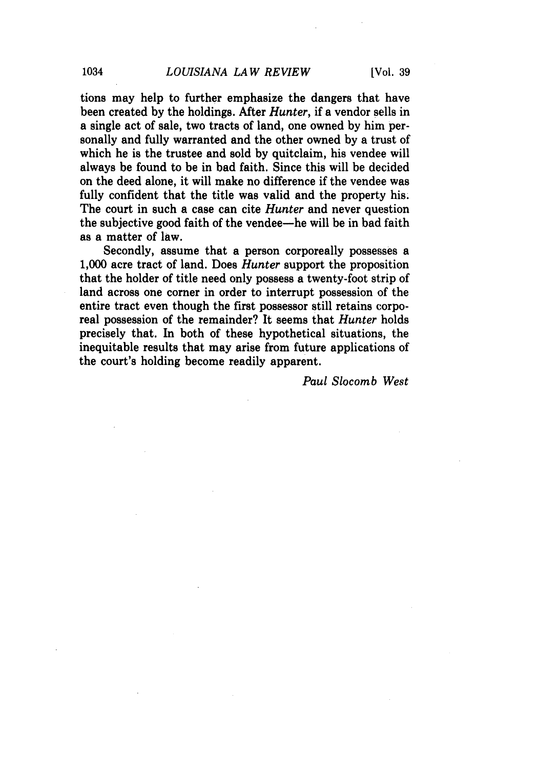tions may help to further emphasize the dangers that have been created by the holdings. After *Hunter*, if a vendor sells in a single act of sale, two tracts of land, one owned by him personally and fully warranted and the other owned by a trust of which he is the trustee and sold by quitclaim, his vendee will always be found to be in bad faith. Since this will be decided on the deed alone, it will make no difference if the vendee was fully confident that the title was valid and the property his. The court in such a case can cite *Hunter* and never question the subjective good faith of the vendee—he will be in bad faith as a matter of law.

Secondly, assume that a person corporeally possesses a 1,000 acre tract of land. Does *Hunter* support the proposition that the holder of title need only possess a twenty-foot strip of land across one corner in order to interrupt possession of the entire tract even though the first possessor still retains corporeal possession of the remainder? It seems that *Hunter* holds precisely that. In both of these hypothetical situations, the inequitable results that may arise from future applications of the court's holding become readily apparent.

*Paul Slocomb West*